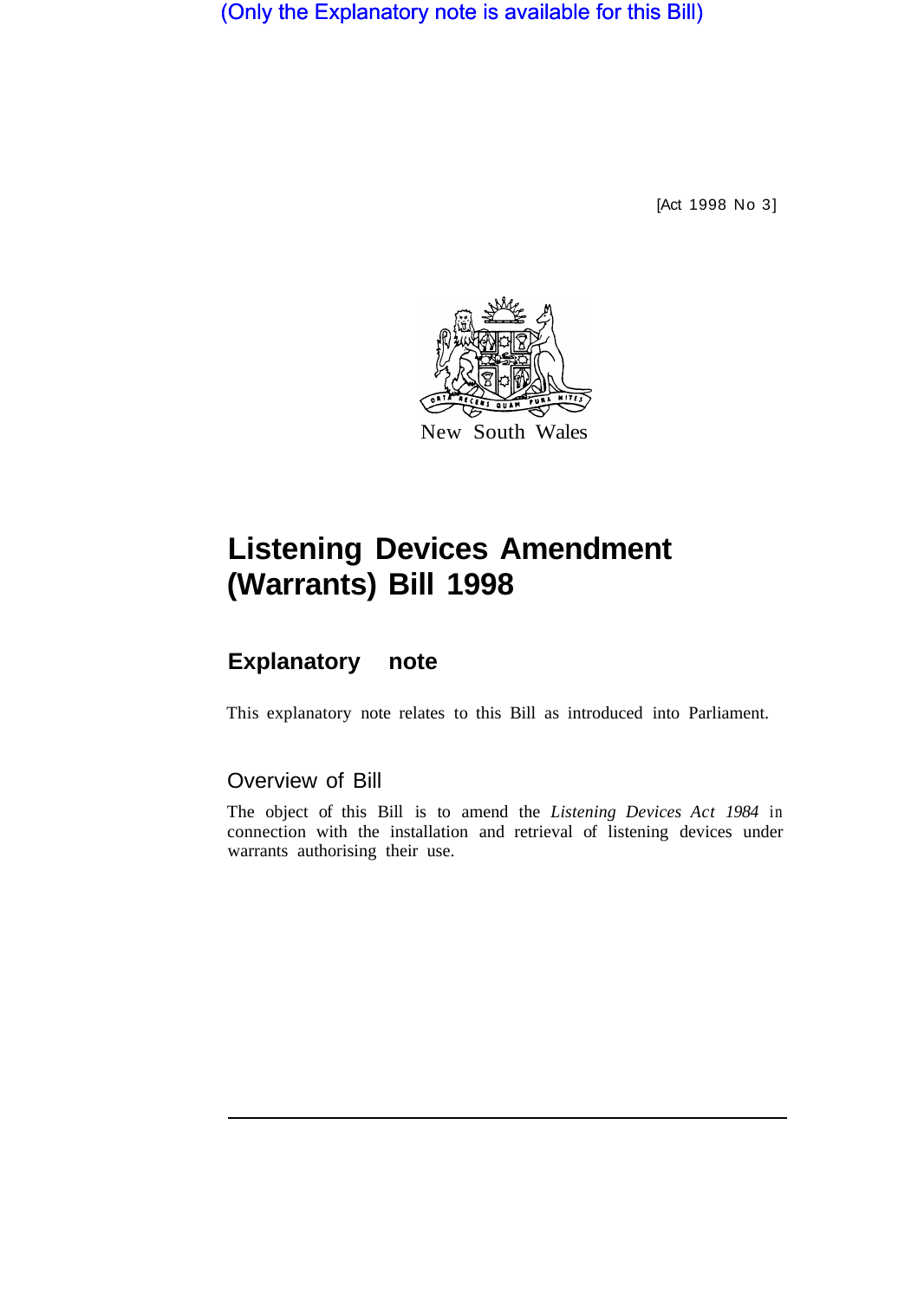(Only the Explanatory note is available for this Bill)

[Act 1998 No 3]

New South Wales

# Listening Devices Amendment (Warrants) Bill 1998

## Explanatory note

This explanatory note relates to this Bill as introduced into Parliament.

### Overview of Bill

The object of this Bill is to amend the *Listening Devices Act 1984* in connection with the installation and retrieval of listening devices under warrants authorising their use.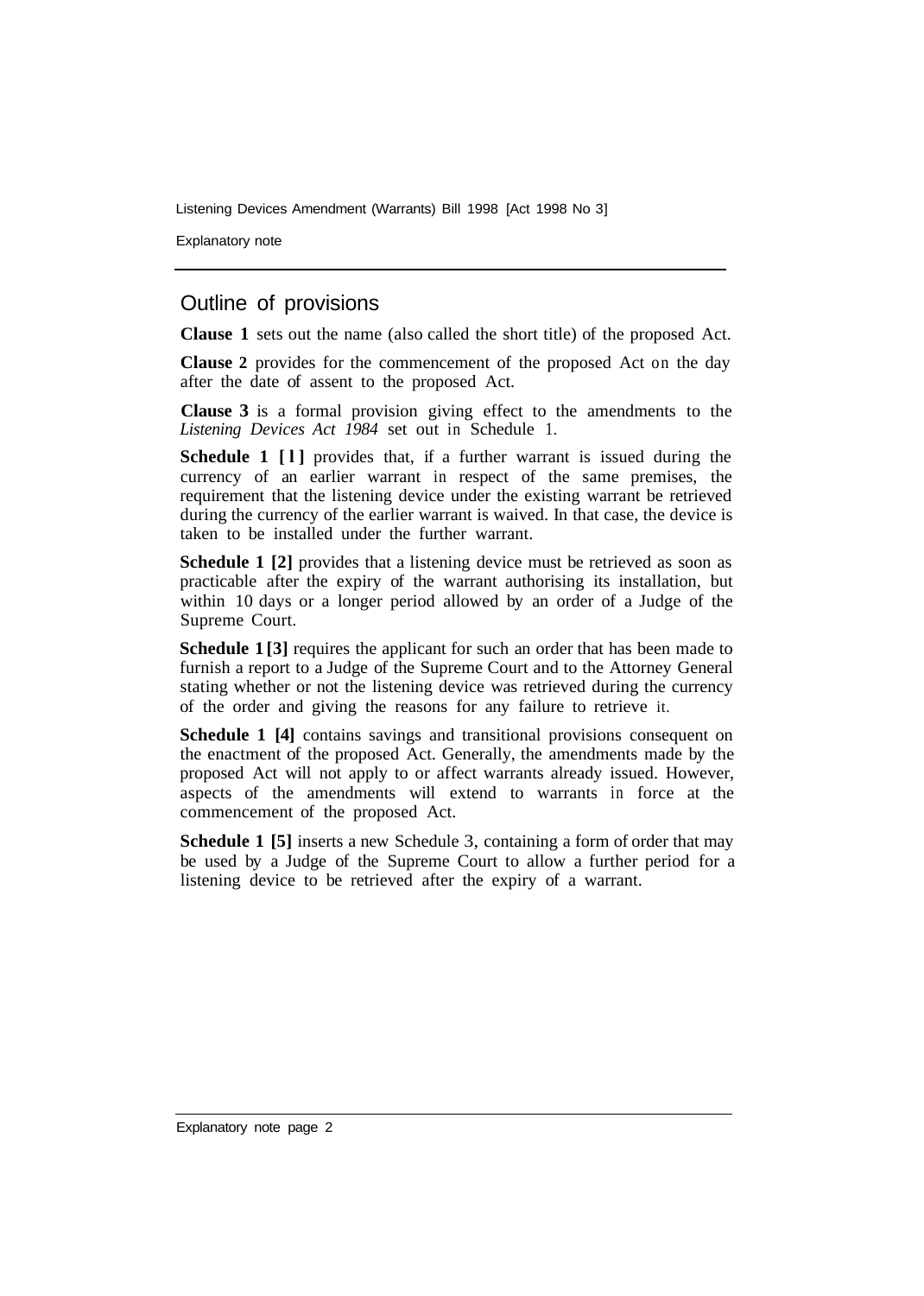## Outline of provisions

**Clause 1** sets out the name (also called the short title) of the proposed Act.

**Clause 2** provides for the commencement of the proposed Act on the day after the date of assent to the proposed Act.

**Clause 3** is a formal provision giving effect to the amendments to the *Listening Devices Act 1984* set out in Schedule 1.

**Schedule 1 [1]** provides that, if a further warrant is issued during the currency of an earlier warrant in respect of the same premises, the requirement that the listening device under the existing warrant be retrieved during the currency of the earlier warrant is waived. In that case, the device is taken to be installed under the further warrant.

**Schedule 1 [2]** provides that a listening device must be retrieved as soon as practicable after the expiry of the warrant authorising its installation, but within 10 days or a longer period allowed by an order of a Judge of the Supreme Court.

**Schedule 1 [3]** requires the applicant for such an order that has been made to furnish a report to a Judge of the Supreme Court and to the Attorney General stating whether or not the listening device was retrieved during the currency of the order and giving the reasons for any failure to retrieve it.

**Schedule 1 [4]** contains savings and transitional provisions consequent on the enactment of the proposed Act. Generally, the amendments made by the proposed Act will not apply to or affect warrants already issued. However, aspects of the amendments will extend to warrants in force at the commencement of the proposed Act.

**Schedule 1 [5]** inserts a new Schedule 3, containing a form of order that may be used by a Judge of the Supreme Court to allow a further period for a listening device to be retrieved after the expiry of a warrant.